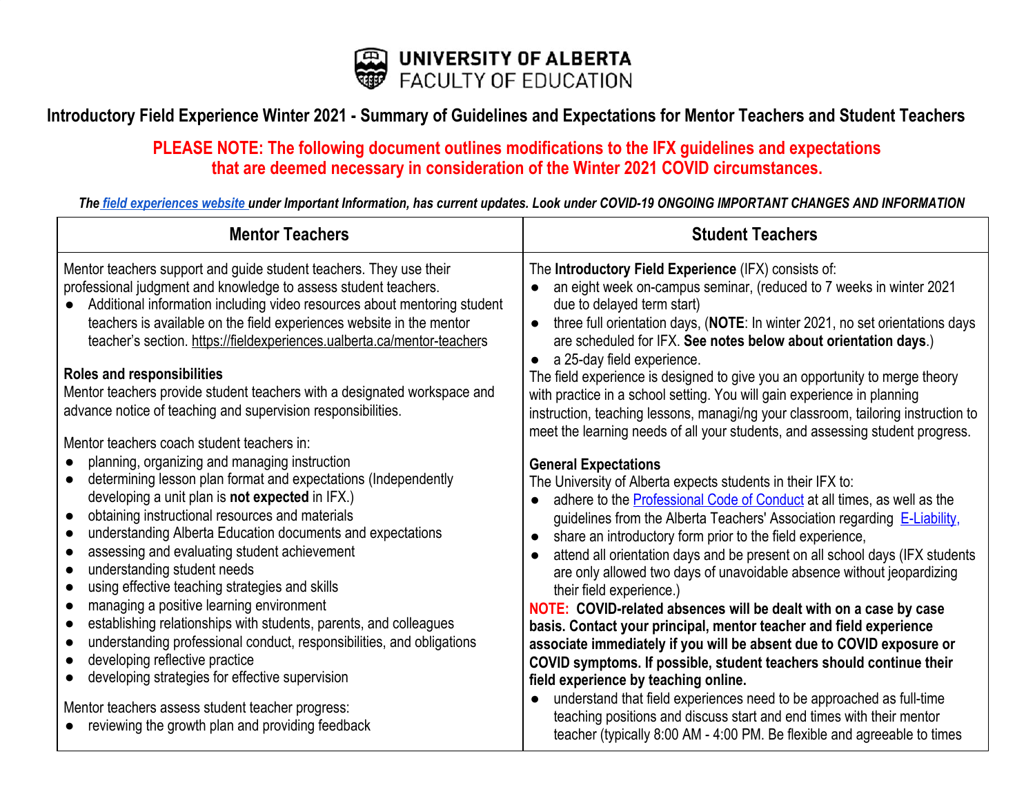UNIVERSITY OF ALBERTA
FACULTY OF EDUCATION

## Introductory Field Experience Winter 2021 - Summary of Guidelines and Expectations for Mentor Teachers and Student Teachers

**PLEASE NOTE: The following document outlines modifications to the IFX guidelines and expectations that are deemed necessary in consideration of the Winter 2021 COVID circumstances.**

***The [field experiences website](https://fieldexperiences.ualberta.ca) under Important Information, has current updates. Look under COVID-19 ONGOING IMPORTANT CHANGES AND INFORMATION***

| Mentor Teachers | Student Teachers |
|---|---|
| Mentor teachers support and guide student teachers. They use their professional judgment and knowledge to assess student teachers.<br>● Additional information including video resources about mentoring student teachers is available on the field experiences website in the mentor teacher's section. https://fieldexperiences.ualberta.ca/mentor-teachers<br><br>**Roles and responsibilities**<br>Mentor teachers provide student teachers with a designated workspace and advance notice of teaching and supervision responsibilities.<br><br>Mentor teachers coach student teachers in:<br>● planning, organizing and managing instruction<br>● determining lesson plan format and expectations (Independently developing a unit plan is **not expected** in IFX.)<br>● obtaining instructional resources and materials<br>● understanding Alberta Education documents and expectations<br>● assessing and evaluating student achievement<br>● understanding student needs<br>● using effective teaching strategies and skills<br>● managing a positive learning environment<br>● establishing relationships with students, parents, and colleagues<br>● understanding professional conduct, responsibilities, and obligations<br>● developing reflective practice<br>● developing strategies for effective supervision<br><br>Mentor teachers assess student teacher progress:<br>● reviewing the growth plan and providing feedback | The **Introductory Field Experience** (IFX) consists of:<br>● an eight week on-campus seminar, (reduced to 7 weeks in winter 2021 due to delayed term start)<br>● three full orientation days, (**NOTE**: In winter 2021, no set orientations days are scheduled for IFX. **See notes below about orientation days**.)<br>● a 25-day field experience.<br>The field experience is designed to give you an opportunity to merge theory with practice in a school setting. You will gain experience in planning instruction, teaching lessons, managi/ng your classroom, tailoring instruction to meet the learning needs of all your students, and assessing student progress.<br><br>**General Expectations**<br>The University of Alberta expects students in their IFX to:<br>● adhere to the Professional Code of Conduct at all times, as well as the guidelines from the Alberta Teachers' Association regarding E-Liability,<br>● share an introductory form prior to the field experience,<br>● attend all orientation days and be present on all school days (IFX students are only allowed two days of unavoidable absence without jeopardizing their field experience.)<br>**NOTE: COVID-related absences will be dealt with on a case by case basis. Contact your principal, mentor teacher and field experience associate immediately if you will be absent due to COVID exposure or COVID symptoms. If possible, student teachers should continue their field experience by teaching online.**<br>● understand that field experiences need to be approached as full-time teaching positions and discuss start and end times with their mentor teacher (typically 8:00 AM - 4:00 PM. Be flexible and agreeable to times |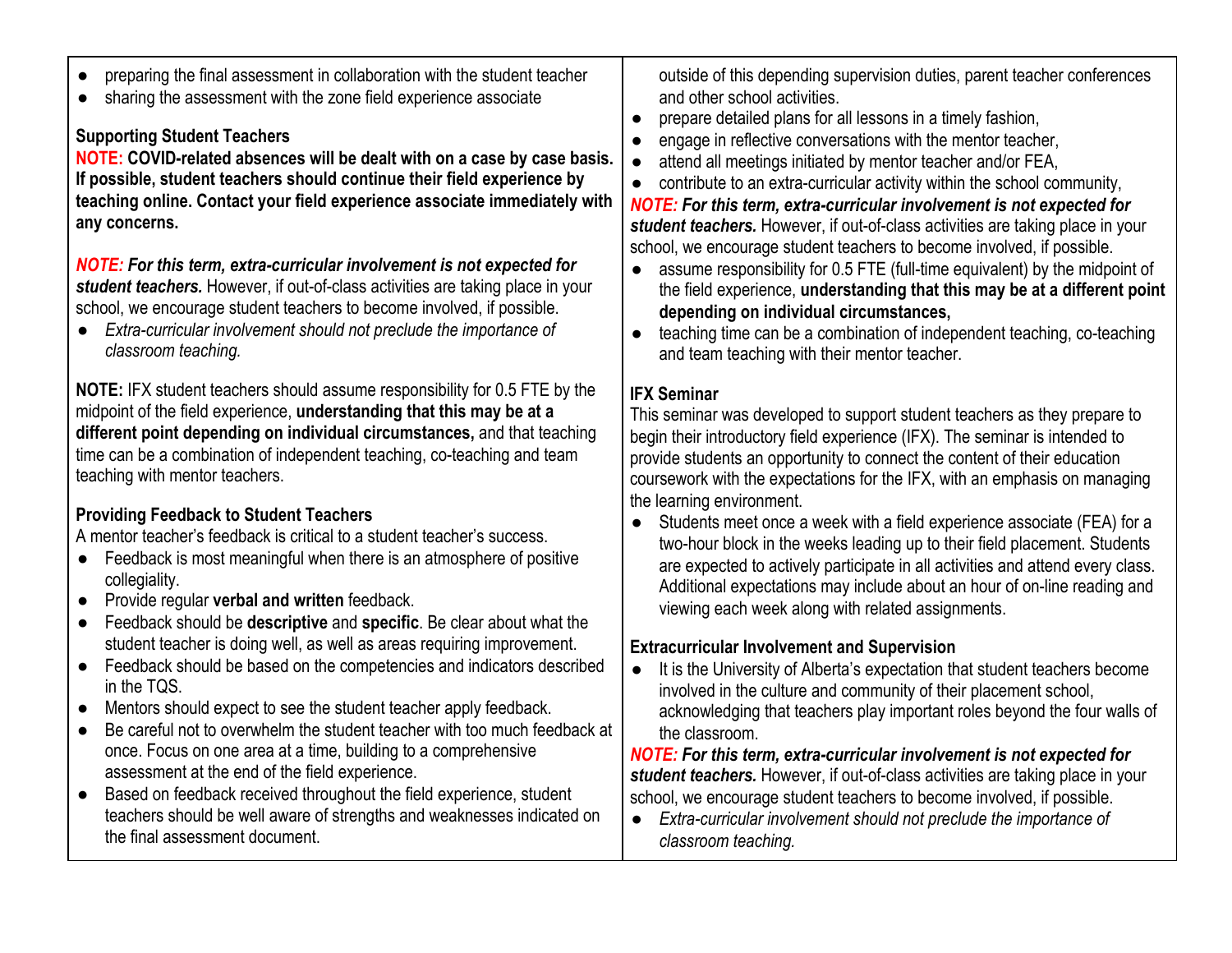- preparing the final assessment in collaboration with the student teacher
- sharing the assessment with the zone field experience associate

**Supporting Student Teachers**

**NOTE: COVID-related absences will be dealt with on a case by case basis. If possible, student teachers should continue their field experience by teaching online. Contact your field experience associate immediately with any concerns.**

***NOTE: For this term, extra-curricular involvement is not expected for student teachers.*** However, if out-of-class activities are taking place in your school, we encourage student teachers to become involved, if possible.

- *Extra-curricular involvement should not preclude the importance of classroom teaching.*

**NOTE:** IFX student teachers should assume responsibility for 0.5 FTE by the midpoint of the field experience, **understanding that this may be at a different point depending on individual circumstances,** and that teaching time can be a combination of independent teaching, co-teaching and team teaching with mentor teachers.

**Providing Feedback to Student Teachers**

A mentor teacher's feedback is critical to a student teacher's success.

- Feedback is most meaningful when there is an atmosphere of positive collegiality.
- Provide regular **verbal and written** feedback.
- Feedback should be **descriptive** and **specific**. Be clear about what the student teacher is doing well, as well as areas requiring improvement.
- Feedback should be based on the competencies and indicators described in the TQS.
- Mentors should expect to see the student teacher apply feedback.
- Be careful not to overwhelm the student teacher with too much feedback at once. Focus on one area at a time, building to a comprehensive assessment at the end of the field experience.
- Based on feedback received throughout the field experience, student teachers should be well aware of strengths and weaknesses indicated on the final assessment document.

outside of this depending supervision duties, parent teacher conferences and other school activities.

- prepare detailed plans for all lessons in a timely fashion,
- engage in reflective conversations with the mentor teacher,
- attend all meetings initiated by mentor teacher and/or FEA,
- contribute to an extra-curricular activity within the school community,

***NOTE: For this term, extra-curricular involvement is not expected for student teachers.*** However, if out-of-class activities are taking place in your school, we encourage student teachers to become involved, if possible.

- assume responsibility for 0.5 FTE (full-time equivalent) by the midpoint of the field experience, **understanding that this may be at a different point depending on individual circumstances,**
- teaching time can be a combination of independent teaching, co-teaching and team teaching with their mentor teacher.

**IFX Seminar**

This seminar was developed to support student teachers as they prepare to begin their introductory field experience (IFX). The seminar is intended to provide students an opportunity to connect the content of their education coursework with the expectations for the IFX, with an emphasis on managing the learning environment.

- Students meet once a week with a field experience associate (FEA) for a two-hour block in the weeks leading up to their field placement. Students are expected to actively participate in all activities and attend every class. Additional expectations may include about an hour of on-line reading and viewing each week along with related assignments.

**Extracurricular Involvement and Supervision**

- It is the University of Alberta's expectation that student teachers become involved in the culture and community of their placement school, acknowledging that teachers play important roles beyond the four walls of the classroom.

***NOTE: For this term, extra-curricular involvement is not expected for student teachers.*** However, if out-of-class activities are taking place in your school, we encourage student teachers to become involved, if possible.

- *Extra-curricular involvement should not preclude the importance of classroom teaching.*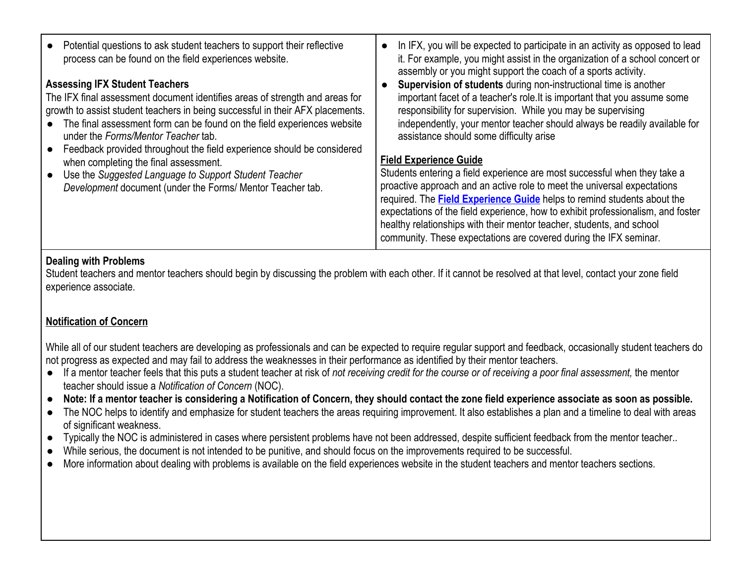- Potential questions to ask student teachers to support their reflective process can be found on the field experiences website.

**Assessing IFX Student Teachers**

The IFX final assessment document identifies areas of strength and areas for growth to assist student teachers in being successful in their AFX placements.

- The final assessment form can be found on the field experiences website under the *Forms/Mentor Teacher* tab.
- Feedback provided throughout the field experience should be considered when completing the final assessment.
- Use the *Suggested Language to Support Student Teacher Development* document (under the Forms/ Mentor Teacher tab.

- In IFX, you will be expected to participate in an activity as opposed to lead it. For example, you might assist in the organization of a school concert or assembly or you might support the coach of a sports activity.
- **Supervision of students** during non-instructional time is another important facet of a teacher's role.It is important that you assume some responsibility for supervision. While you may be supervising independently, your mentor teacher should always be readily available for assistance should some difficulty arise

**Field Experience Guide**

Students entering a field experience are most successful when they take a proactive approach and an active role to meet the universal expectations required. The **Field Experience Guide** helps to remind students about the expectations of the field experience, how to exhibit professionalism, and foster healthy relationships with their mentor teacher, students, and school community. These expectations are covered during the IFX seminar.

**Dealing with Problems**

Student teachers and mentor teachers should begin by discussing the problem with each other. If it cannot be resolved at that level, contact your zone field experience associate.

**Notification of Concern**

While all of our student teachers are developing as professionals and can be expected to require regular support and feedback, occasionally student teachers do not progress as expected and may fail to address the weaknesses in their performance as identified by their mentor teachers.

- If a mentor teacher feels that this puts a student teacher at risk of *not receiving credit for the course or of receiving a poor final assessment,* the mentor teacher should issue a *Notification of Concern* (NOC).
- **Note: If a mentor teacher is considering a Notification of Concern, they should contact the zone field experience associate as soon as possible.**
- The NOC helps to identify and emphasize for student teachers the areas requiring improvement. It also establishes a plan and a timeline to deal with areas of significant weakness.
- Typically the NOC is administered in cases where persistent problems have not been addressed, despite sufficient feedback from the mentor teacher..
- While serious, the document is not intended to be punitive, and should focus on the improvements required to be successful.
- More information about dealing with problems is available on the field experiences website in the student teachers and mentor teachers sections.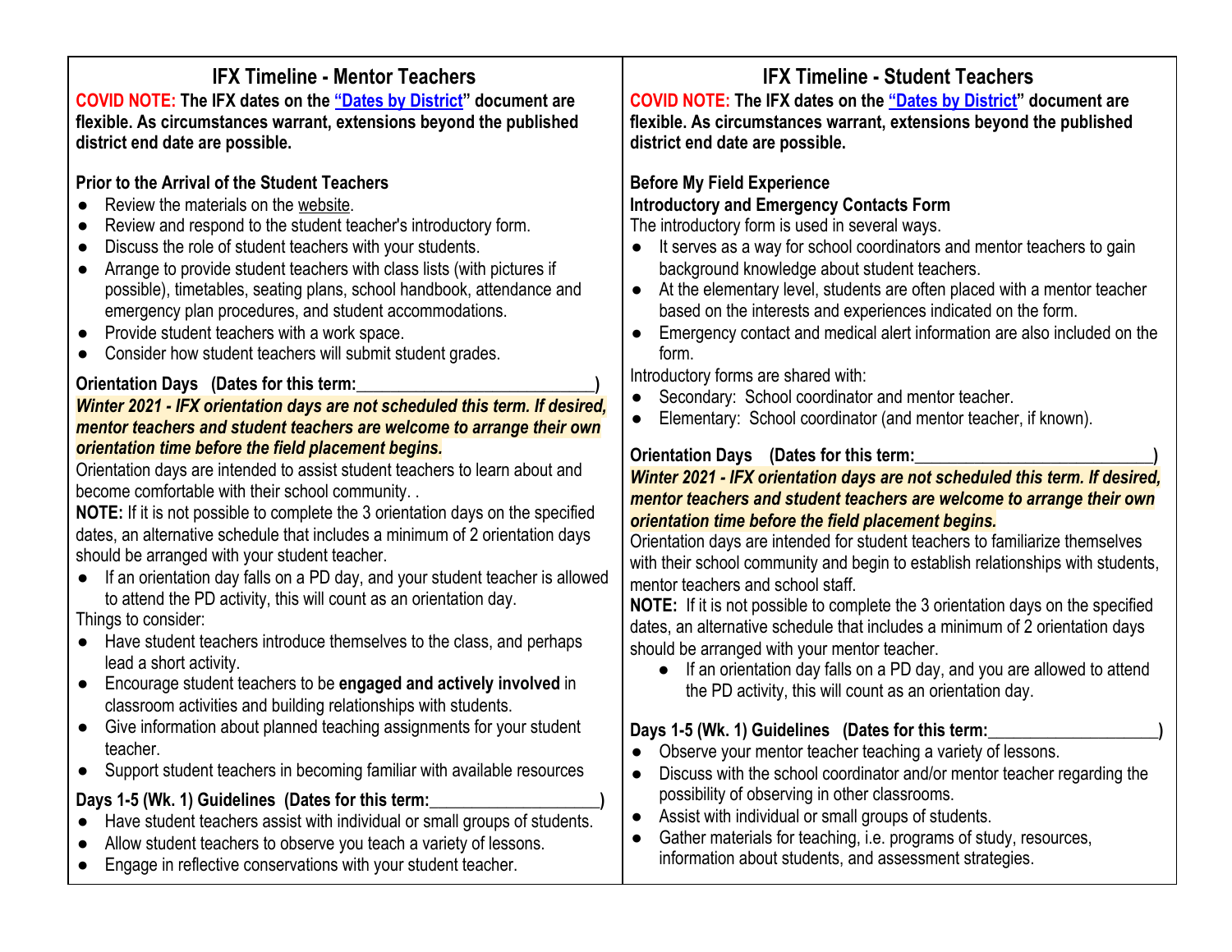## IFX Timeline - Mentor Teachers

**COVID NOTE: The IFX dates on the "Dates by District" document are flexible. As circumstances warrant, extensions beyond the published district end date are possible.**

**Prior to the Arrival of the Student Teachers**

- Review the materials on the website.
- Review and respond to the student teacher's introductory form.
- Discuss the role of student teachers with your students.
- Arrange to provide student teachers with class lists (with pictures if possible), timetables, seating plans, school handbook, attendance and emergency plan procedures, and student accommodations.
- Provide student teachers with a work space.
- Consider how student teachers will submit student grades.

**Orientation Days (Dates for this term:___________________________)**

***Winter 2021 - IFX orientation days are not scheduled this term. If desired, mentor teachers and student teachers are welcome to arrange their own orientation time before the field placement begins.***

Orientation days are intended to assist student teachers to learn about and become comfortable with their school community. .

**NOTE:** If it is not possible to complete the 3 orientation days on the specified dates, an alternative schedule that includes a minimum of 2 orientation days should be arranged with your student teacher.

- If an orientation day falls on a PD day, and your student teacher is allowed to attend the PD activity, this will count as an orientation day.

Things to consider:

- Have student teachers introduce themselves to the class, and perhaps lead a short activity.
- Encourage student teachers to be **engaged and actively involved** in classroom activities and building relationships with students.
- Give information about planned teaching assignments for your student teacher.
- Support student teachers in becoming familiar with available resources

**Days 1-5 (Wk. 1) Guidelines (Dates for this term:___________________)**

- Have student teachers assist with individual or small groups of students.
- Allow student teachers to observe you teach a variety of lessons.
- Engage in reflective conservations with your student teacher.

## IFX Timeline - Student Teachers

**COVID NOTE: The IFX dates on the "Dates by District" document are flexible. As circumstances warrant, extensions beyond the published district end date are possible.**

**Before My Field Experience**

**Introductory and Emergency Contacts Form**

The introductory form is used in several ways.

- It serves as a way for school coordinators and mentor teachers to gain background knowledge about student teachers.
- At the elementary level, students are often placed with a mentor teacher based on the interests and experiences indicated on the form.
- Emergency contact and medical alert information are also included on the form.

Introductory forms are shared with:

- Secondary: School coordinator and mentor teacher.
- Elementary: School coordinator (and mentor teacher, if known).

**Orientation Days (Dates for this term:___________________________)**

***Winter 2021 - IFX orientation days are not scheduled this term. If desired, mentor teachers and student teachers are welcome to arrange their own orientation time before the field placement begins.***

Orientation days are intended for student teachers to familiarize themselves with their school community and begin to establish relationships with students, mentor teachers and school staff.

**NOTE:** If it is not possible to complete the 3 orientation days on the specified dates, an alternative schedule that includes a minimum of 2 orientation days should be arranged with your mentor teacher.

- If an orientation day falls on a PD day, and you are allowed to attend the PD activity, this will count as an orientation day.

**Days 1-5 (Wk. 1) Guidelines (Dates for this term:___________________)**

- Observe your mentor teacher teaching a variety of lessons.
- Discuss with the school coordinator and/or mentor teacher regarding the possibility of observing in other classrooms.
- Assist with individual or small groups of students.
- Gather materials for teaching, i.e. programs of study, resources, information about students, and assessment strategies.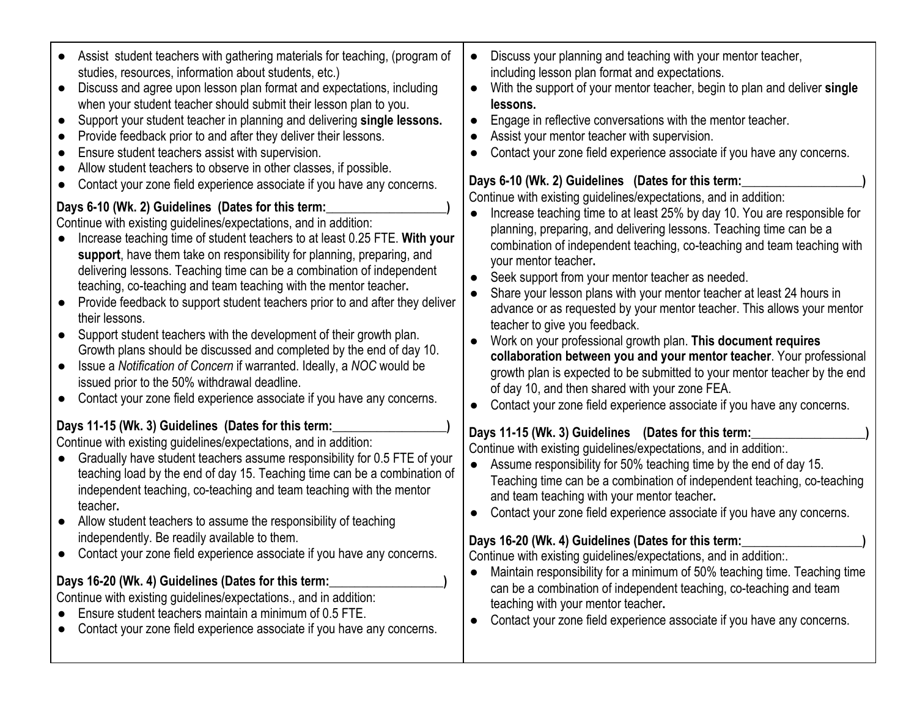- Assist student teachers with gathering materials for teaching, (program of studies, resources, information about students, etc.)
- Discuss and agree upon lesson plan format and expectations, including when your student teacher should submit their lesson plan to you.
- Support your student teacher in planning and delivering **single lessons.**
- Provide feedback prior to and after they deliver their lessons.
- Ensure student teachers assist with supervision.
- Allow student teachers to observe in other classes, if possible.
- Contact your zone field experience associate if you have any concerns.

**Days 6-10 (Wk. 2) Guidelines (Dates for this term:\_\_\_\_\_\_\_\_\_\_\_\_\_\_\_\_\_\_\_)**

Continue with existing guidelines/expectations, and in addition:

- Increase teaching time of student teachers to at least 0.25 FTE. **With your support**, have them take on responsibility for planning, preparing, and delivering lessons. Teaching time can be a combination of independent teaching, co-teaching and team teaching with the mentor teacher**.**
- Provide feedback to support student teachers prior to and after they deliver their lessons.
- Support student teachers with the development of their growth plan. Growth plans should be discussed and completed by the end of day 10.
- Issue a *Notification of Concern* if warranted. Ideally, a *NOC* would be issued prior to the 50% withdrawal deadline.
- Contact your zone field experience associate if you have any concerns.

**Days 11-15 (Wk. 3) Guidelines (Dates for this term:\_\_\_\_\_\_\_\_\_\_\_\_\_\_\_\_\_\_)**

Continue with existing guidelines/expectations, and in addition:

- Gradually have student teachers assume responsibility for 0.5 FTE of your teaching load by the end of day 15. Teaching time can be a combination of independent teaching, co-teaching and team teaching with the mentor teacher**.**
- Allow student teachers to assume the responsibility of teaching independently. Be readily available to them.
- Contact your zone field experience associate if you have any concerns.

**Days 16-20 (Wk. 4) Guidelines (Dates for this term:\_\_\_\_\_\_\_\_\_\_\_\_\_\_\_\_\_\_)**

Continue with existing guidelines/expectations., and in addition:

- Ensure student teachers maintain a minimum of 0.5 FTE.
- Contact your zone field experience associate if you have any concerns.

---

- Discuss your planning and teaching with your mentor teacher, including lesson plan format and expectations.
- With the support of your mentor teacher, begin to plan and deliver **single lessons.**
- Engage in reflective conversations with the mentor teacher.
- Assist your mentor teacher with supervision.
- Contact your zone field experience associate if you have any concerns.

**Days 6-10 (Wk. 2) Guidelines (Dates for this term:\_\_\_\_\_\_\_\_\_\_\_\_\_\_\_\_\_\_\_)**

Continue with existing guidelines/expectations, and in addition:

- Increase teaching time to at least 25% by day 10. You are responsible for planning, preparing, and delivering lessons. Teaching time can be a combination of independent teaching, co-teaching and team teaching with your mentor teacher**.**
- Seek support from your mentor teacher as needed.
- Share your lesson plans with your mentor teacher at least 24 hours in advance or as requested by your mentor teacher. This allows your mentor teacher to give you feedback.
- Work on your professional growth plan. **This document requires collaboration between you and your mentor teacher**. Your professional growth plan is expected to be submitted to your mentor teacher by the end of day 10, and then shared with your zone FEA.
- Contact your zone field experience associate if you have any concerns.

**Days 11-15 (Wk. 3) Guidelines (Dates for this term:\_\_\_\_\_\_\_\_\_\_\_\_\_\_\_\_\_\_)**

Continue with existing guidelines/expectations, and in addition:.

- Assume responsibility for 50% teaching time by the end of day 15. Teaching time can be a combination of independent teaching, co-teaching and team teaching with your mentor teacher**.**
- Contact your zone field experience associate if you have any concerns.

**Days 16-20 (Wk. 4) Guidelines (Dates for this term:\_\_\_\_\_\_\_\_\_\_\_\_\_\_\_\_\_\_\_)**

Continue with existing guidelines/expectations, and in addition:.

- Maintain responsibility for a minimum of 50% teaching time. Teaching time can be a combination of independent teaching, co-teaching and team teaching with your mentor teacher**.**
- Contact your zone field experience associate if you have any concerns.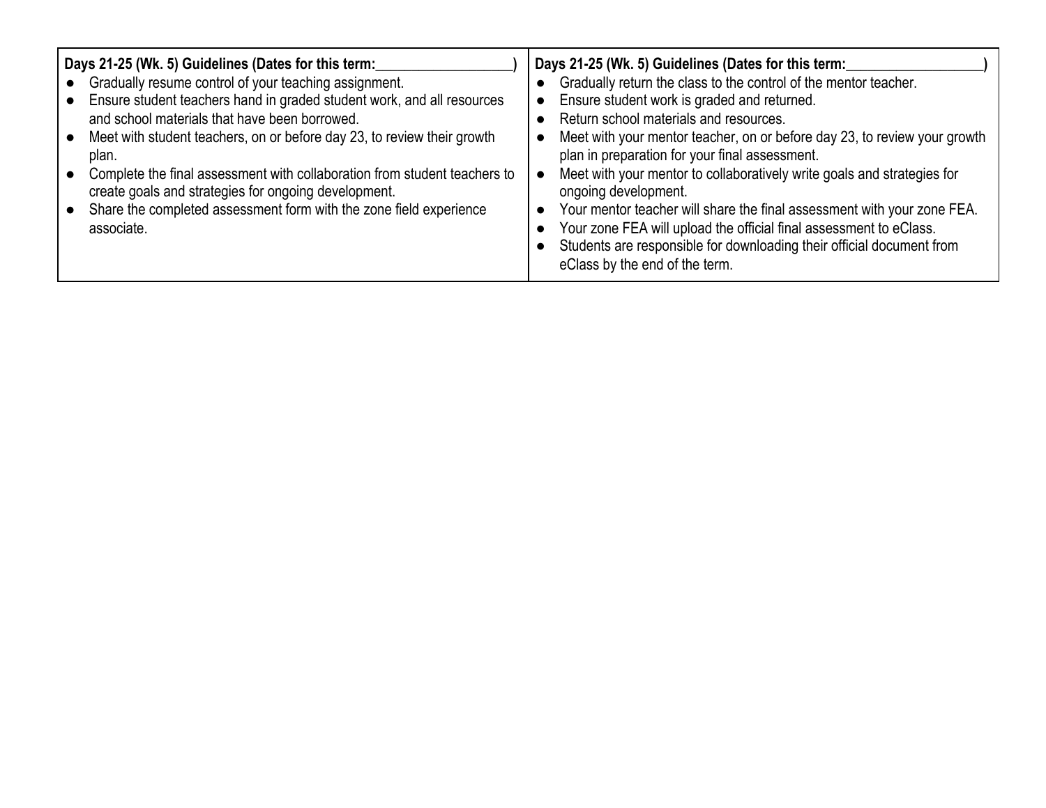| | |
|---|---|
| **Days 21-25 (Wk. 5) Guidelines (Dates for this term:___________________)**<br>● Gradually resume control of your teaching assignment.<br>● Ensure student teachers hand in graded student work, and all resources and school materials that have been borrowed.<br>● Meet with student teachers, on or before day 23, to review their growth plan.<br>● Complete the final assessment with collaboration from student teachers to create goals and strategies for ongoing development.<br>● Share the completed assessment form with the zone field experience associate. | **Days 21-25 (Wk. 5) Guidelines (Dates for this term:___________________)**<br>● Gradually return the class to the control of the mentor teacher.<br>● Ensure student work is graded and returned.<br>● Return school materials and resources.<br>● Meet with your mentor teacher, on or before day 23, to review your growth plan in preparation for your final assessment.<br>● Meet with your mentor to collaboratively write goals and strategies for ongoing development.<br>● Your mentor teacher will share the final assessment with your zone FEA.<br>● Your zone FEA will upload the official final assessment to eClass.<br>● Students are responsible for downloading their official document from eClass by the end of the term. |